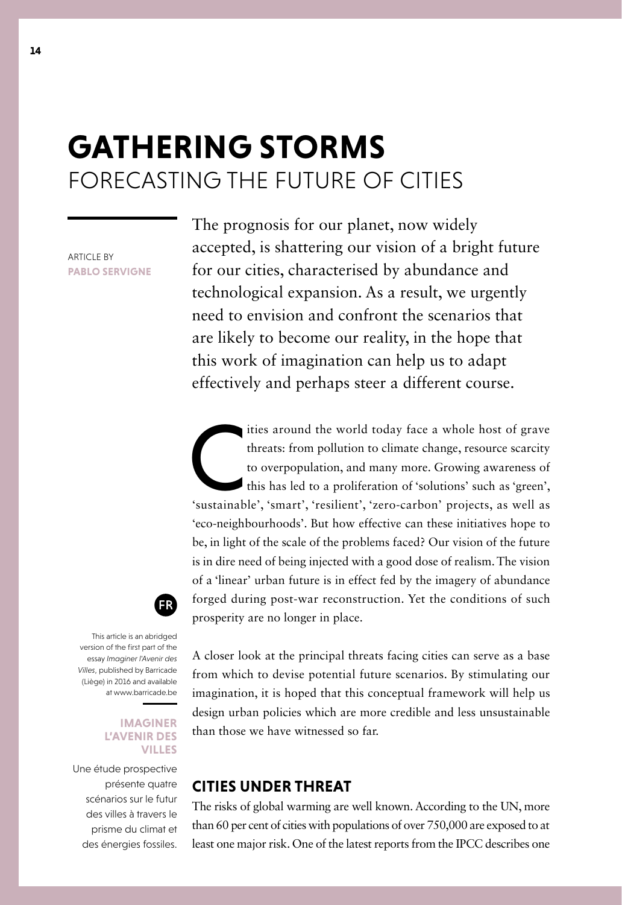# GATHERING STORMS
## FORECASTING THE FUTURE OF CITIES

ARTICLE BY
**PABLO SERVIGNE**

The prognosis for our planet, now widely accepted, is shattering our vision of a bright future for our cities, characterised by abundance and technological expansion. As a result, we urgently need to envision and confront the scenarios that are likely to become our reality, in the hope that this work of imagination can help us to adapt effectively and perhaps steer a different course.

Cities around the world today face a whole host of grave threats: from pollution to climate change, resource scarcity to overpopulation, and many more. Growing awareness of this has led to a proliferation of 'solutions' such as 'green', 'sustainable', 'smart', 'resilient', 'zero-carbon' projects, as well as 'eco-neighbourhoods'. But how effective can these initiatives hope to be, in light of the scale of the problems faced? Our vision of the future is in dire need of being injected with a good dose of realism. The vision of a 'linear' urban future is in effect fed by the imagery of abundance forged during post-war reconstruction. Yet the conditions of such prosperity are no longer in place.

A closer look at the principal threats facing cities can serve as a base from which to devise potential future scenarios. By stimulating our imagination, it is hoped that this conceptual framework will help us design urban policies which are more credible and less unsustainable than those we have witnessed so far.

FR

This article is an abridged version of the first part of the essay *Imaginer l'Avenir des Villes*, published by Barricade (Liège) in 2016 and available at www.barricade.be

**IMAGINER L'AVENIR DES VILLES**

Une étude prospective présente quatre scénarios sur le futur des villes à travers le prisme du climat et des énergies fossiles.

### CITIES UNDER THREAT

The risks of global warming are well known. According to the UN, more than 60 per cent of cities with populations of over 750,000 are exposed to at least one major risk. One of the latest reports from the IPCC describes one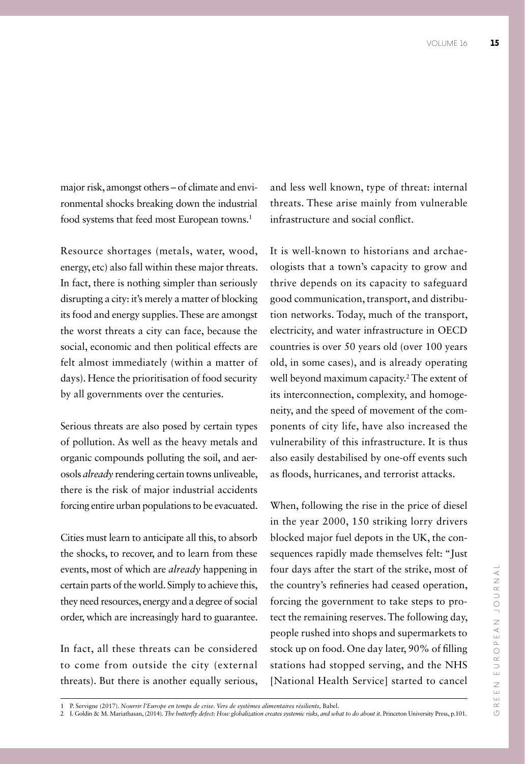major risk, amongst others – of climate and environmental shocks breaking down the industrial food systems that feed most European towns.[1]

Resource shortages (metals, water, wood, energy, etc) also fall within these major threats. In fact, there is nothing simpler than seriously disrupting a city: it's merely a matter of blocking its food and energy supplies. These are amongst the worst threats a city can face, because the social, economic and then political effects are felt almost immediately (within a matter of days). Hence the prioritisation of food security by all governments over the centuries.

Serious threats are also posed by certain types of pollution. As well as the heavy metals and organic compounds polluting the soil, and aerosols *already* rendering certain towns unliveable, there is the risk of major industrial accidents forcing entire urban populations to be evacuated.

Cities must learn to anticipate all this, to absorb the shocks, to recover, and to learn from these events, most of which are *already* happening in certain parts of the world. Simply to achieve this, they need resources, energy and a degree of social order, which are increasingly hard to guarantee.

In fact, all these threats can be considered to come from outside the city (external threats). But there is another equally serious, and less well known, type of threat: internal threats. These arise mainly from vulnerable infrastructure and social conflict.

It is well-known to historians and archaeologists that a town's capacity to grow and thrive depends on its capacity to safeguard good communication, transport, and distribution networks. Today, much of the transport, electricity, and water infrastructure in OECD countries is over 50 years old (over 100 years old, in some cases), and is already operating well beyond maximum capacity.[2] The extent of its interconnection, complexity, and homogeneity, and the speed of movement of the components of city life, have also increased the vulnerability of this infrastructure. It is thus also easily destabilised by one-off events such as floods, hurricanes, and terrorist attacks.

When, following the rise in the price of diesel in the year 2000, 150 striking lorry drivers blocked major fuel depots in the UK, the consequences rapidly made themselves felt: "Just four days after the start of the strike, most of the country's refineries had ceased operation, forcing the government to take steps to protect the remaining reserves. The following day, people rushed into shops and supermarkets to stock up on food. One day later, 90% of filling stations had stopped serving, and the NHS [National Health Service] started to cancel

---

1 P. Servigne (2017). *Nourrir l'Europe en temps de crise. Vers de systèmes alimentaires résilients*, Babel.

2 I. Goldin & M. Mariathasan, (2014). *The butterfly defect: How globalization creates systemic risks, and what to do about it*. Princeton University Press, p.101.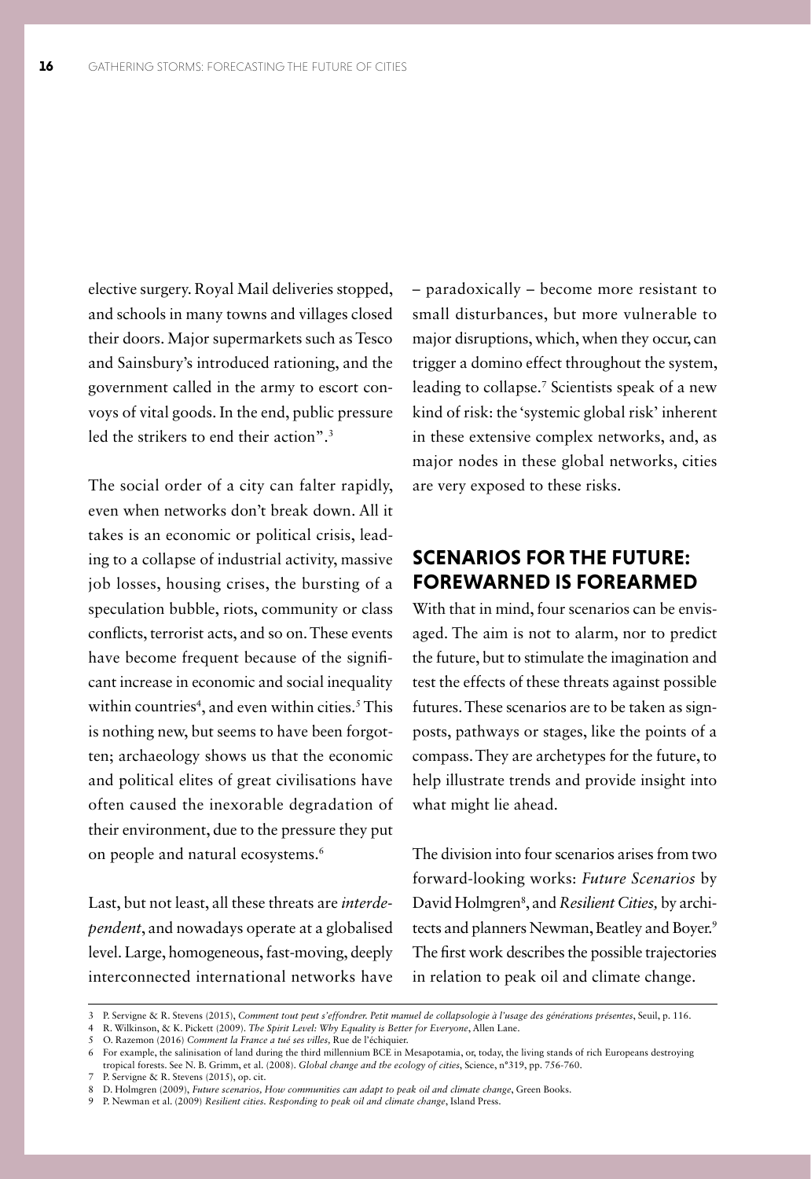elective surgery. Royal Mail deliveries stopped, and schools in many towns and villages closed their doors. Major supermarkets such as Tesco and Sainsbury's introduced rationing, and the government called in the army to escort convoys of vital goods. In the end, public pressure led the strikers to end their action".[3]

The social order of a city can falter rapidly, even when networks don't break down. All it takes is an economic or political crisis, leading to a collapse of industrial activity, massive job losses, housing crises, the bursting of a speculation bubble, riots, community or class conflicts, terrorist acts, and so on. These events have become frequent because of the significant increase in economic and social inequality within countries[4], and even within cities.[5] This is nothing new, but seems to have been forgotten; archaeology shows us that the economic and political elites of great civilisations have often caused the inexorable degradation of their environment, due to the pressure they put on people and natural ecosystems.[6]

Last, but not least, all these threats are *interdependent*, and nowadays operate at a globalised level. Large, homogeneous, fast-moving, deeply interconnected international networks have – paradoxically – become more resistant to small disturbances, but more vulnerable to major disruptions, which, when they occur, can trigger a domino effect throughout the system, leading to collapse.[7] Scientists speak of a new kind of risk: the 'systemic global risk' inherent in these extensive complex networks, and, as major nodes in these global networks, cities are very exposed to these risks.

## SCENARIOS FOR THE FUTURE: FOREWARNED IS FOREARMED

With that in mind, four scenarios can be envisaged. The aim is not to alarm, nor to predict the future, but to stimulate the imagination and test the effects of these threats against possible futures. These scenarios are to be taken as signposts, pathways or stages, like the points of a compass. They are archetypes for the future, to help illustrate trends and provide insight into what might lie ahead.

The division into four scenarios arises from two forward-looking works: *Future Scenarios* by David Holmgren[8], and *Resilient Cities,* by architects and planners Newman, Beatley and Boyer.[9] The first work describes the possible trajectories in relation to peak oil and climate change.

---

3 P. Servigne & R. Stevens (2015), *Comment tout peut s'effondrer. Petit manuel de collapsologie à l'usage des générations présentes*, Seuil, p. 116.
4 R. Wilkinson, & K. Pickett (2009). *The Spirit Level: Why Equality is Better for Everyone*, Allen Lane.
5 O. Razemon (2016) *Comment la France a tué ses villes*, Rue de l'échiquier.
6 For example, the salinisation of land during the third millennium BCE in Mesapotamia, or, today, the living stands of rich Europeans destroying tropical forests. See N. B. Grimm, et al. (2008). *Global change and the ecology of cities*, Science, n°319, pp. 756-760.
7 P. Servigne & R. Stevens (2015), op. cit.
8 D. Holmgren (2009), *Future scenarios, How communities can adapt to peak oil and climate change*, Green Books.
9 P. Newman et al. (2009) *Resilient cities. Responding to peak oil and climate change*, Island Press.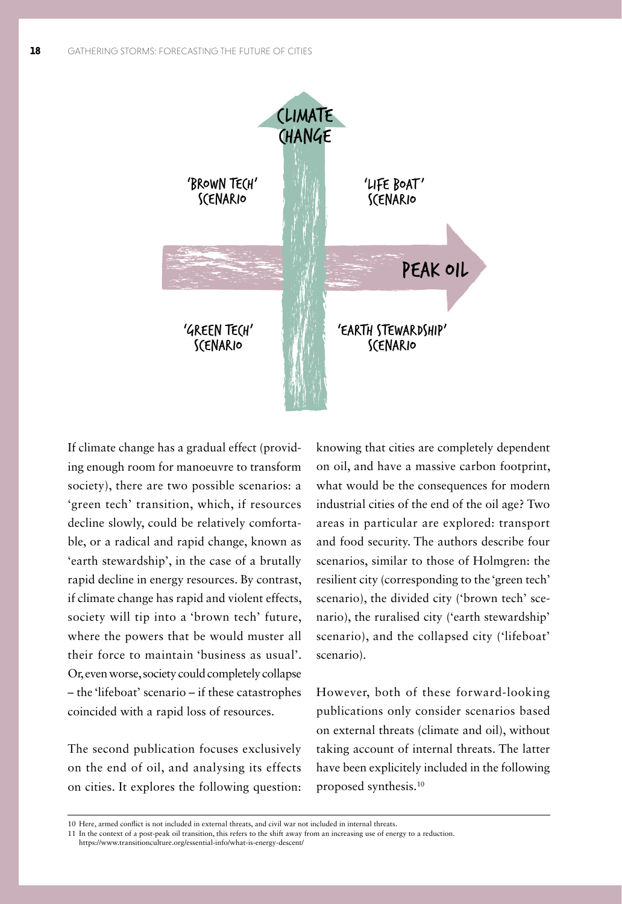CLIMATE CHANGE

'BROWN TECH' SCENARIO

'LIFE BOAT' SCENARIO

PEAK OIL

'GREEN TECH' SCENARIO

'EARTH STEWARDSHIP' SCENARIO

If climate change has a gradual effect (providing enough room for manoeuvre to transform society), there are two possible scenarios: a 'green tech' transition, which, if resources decline slowly, could be relatively comfortable, or a radical and rapid change, known as 'earth stewardship', in the case of a brutally rapid decline in energy resources. By contrast, if climate change has rapid and violent effects, society will tip into a 'brown tech' future, where the powers that be would muster all their force to maintain 'business as usual'. Or, even worse, society could completely collapse – the 'lifeboat' scenario – if these catastrophes coincided with a rapid loss of resources.

The second publication focuses exclusively on the end of oil, and analysing its effects on cities. It explores the following question: knowing that cities are completely dependent on oil, and have a massive carbon footprint, what would be the consequences for modern industrial cities of the end of the oil age? Two areas in particular are explored: transport and food security. The authors describe four scenarios, similar to those of Holmgren: the resilient city (corresponding to the 'green tech' scenario), the divided city ('brown tech' scenario), the ruralised city ('earth stewardship' scenario), and the collapsed city ('lifeboat' scenario).

However, both of these forward-looking publications only consider scenarios based on external threats (climate and oil), without taking account of internal threats. The latter have been explicitely included in the following proposed synthesis.[10]

---

10 Here, armed conflict is not included in external threats, and civil war not included in internal threats.

11 In the context of a post-peak oil transition, this refers to the shift away from an increasing use of energy to a reduction. https://www.transitionculture.org/essential-info/what-is-energy-descent/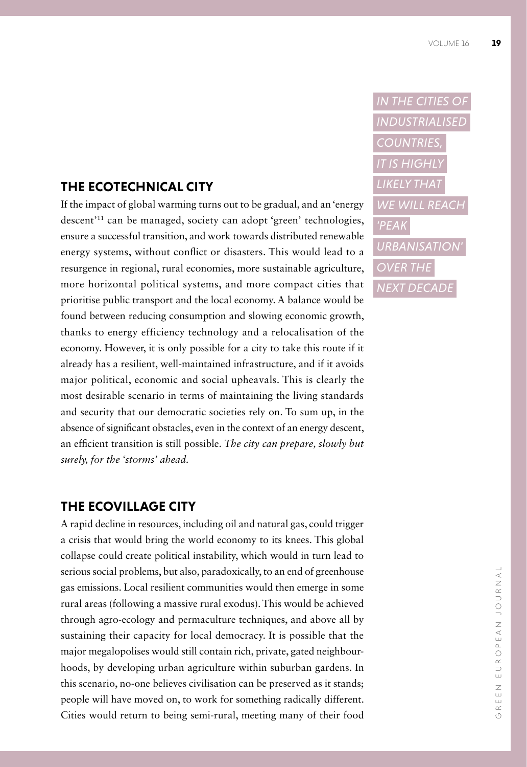## THE ECOTECHNICAL CITY

If the impact of global warming turns out to be gradual, and an 'energy descent'[11] can be managed, society can adopt 'green' technologies, ensure a successful transition, and work towards distributed renewable energy systems, without conflict or disasters. This would lead to a resurgence in regional, rural economies, more sustainable agriculture, more horizontal political systems, and more compact cities that prioritise public transport and the local economy. A balance would be found between reducing consumption and slowing economic growth, thanks to energy efficiency technology and a relocalisation of the economy. However, it is only possible for a city to take this route if it already has a resilient, well-maintained infrastructure, and if it avoids major political, economic and social upheavals. This is clearly the most desirable scenario in terms of maintaining the living standards and security that our democratic societies rely on. To sum up, in the absence of significant obstacles, even in the context of an energy descent, an efficient transition is still possible. *The city can prepare, slowly but surely, for the 'storms' ahead.*

*IN THE CITIES OF INDUSTRIALISED COUNTRIES, IT IS HIGHLY LIKELY THAT WE WILL REACH 'PEAK URBANISATION' OVER THE NEXT DECADE*

## THE ECOVILLAGE CITY

A rapid decline in resources, including oil and natural gas, could trigger a crisis that would bring the world economy to its knees. This global collapse could create political instability, which would in turn lead to serious social problems, but also, paradoxically, to an end of greenhouse gas emissions. Local resilient communities would then emerge in some rural areas (following a massive rural exodus). This would be achieved through agro-ecology and permaculture techniques, and above all by sustaining their capacity for local democracy. It is possible that the major megalopolises would still contain rich, private, gated neighbourhoods, by developing urban agriculture within suburban gardens. In this scenario, no-one believes civilisation can be preserved as it stands; people will have moved on, to work for something radically different. Cities would return to being semi-rural, meeting many of their food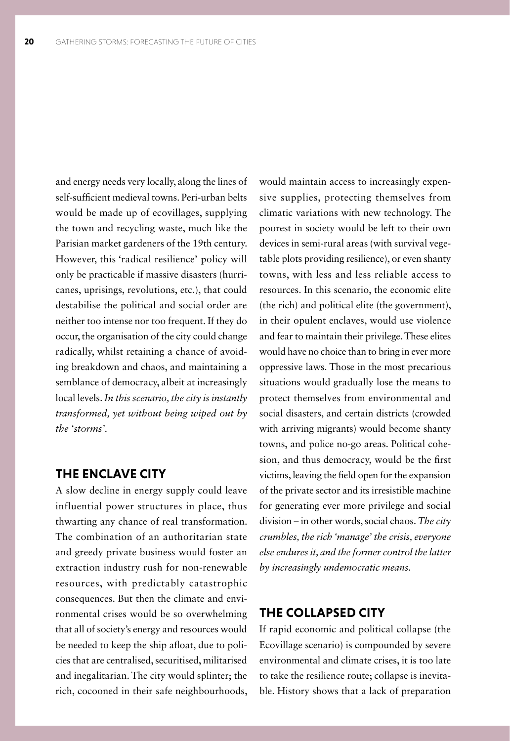and energy needs very locally, along the lines of self-sufficient medieval towns. Peri-urban belts would be made up of ecovillages, supplying the town and recycling waste, much like the Parisian market gardeners of the 19th century. However, this 'radical resilience' policy will only be practicable if massive disasters (hurricanes, uprisings, revolutions, etc.), that could destabilise the political and social order are neither too intense nor too frequent. If they do occur, the organisation of the city could change radically, whilst retaining a chance of avoiding breakdown and chaos, and maintaining a semblance of democracy, albeit at increasingly local levels. *In this scenario, the city is instantly transformed, yet without being wiped out by the 'storms'.*

## THE ENCLAVE CITY

A slow decline in energy supply could leave influential power structures in place, thus thwarting any chance of real transformation. The combination of an authoritarian state and greedy private business would foster an extraction industry rush for non-renewable resources, with predictably catastrophic consequences. But then the climate and environmental crises would be so overwhelming that all of society's energy and resources would be needed to keep the ship afloat, due to policies that are centralised, securitised, militarised and inegalitarian. The city would splinter; the rich, cocooned in their safe neighbourhoods, would maintain access to increasingly expensive supplies, protecting themselves from climatic variations with new technology. The poorest in society would be left to their own devices in semi-rural areas (with survival vegetable plots providing resilience), or even shanty towns, with less and less reliable access to resources. In this scenario, the economic elite (the rich) and political elite (the government), in their opulent enclaves, would use violence and fear to maintain their privilege. These elites would have no choice than to bring in ever more oppressive laws. Those in the most precarious situations would gradually lose the means to protect themselves from environmental and social disasters, and certain districts (crowded with arriving migrants) would become shanty towns, and police no-go areas. Political cohesion, and thus democracy, would be the first victims, leaving the field open for the expansion of the private sector and its irresistible machine for generating ever more privilege and social division – in other words, social chaos. *The city crumbles, the rich 'manage' the crisis, everyone else endures it, and the former control the latter by increasingly undemocratic means.*

## THE COLLAPSED CITY

If rapid economic and political collapse (the Ecovillage scenario) is compounded by severe environmental and climate crises, it is too late to take the resilience route; collapse is inevitable. History shows that a lack of preparation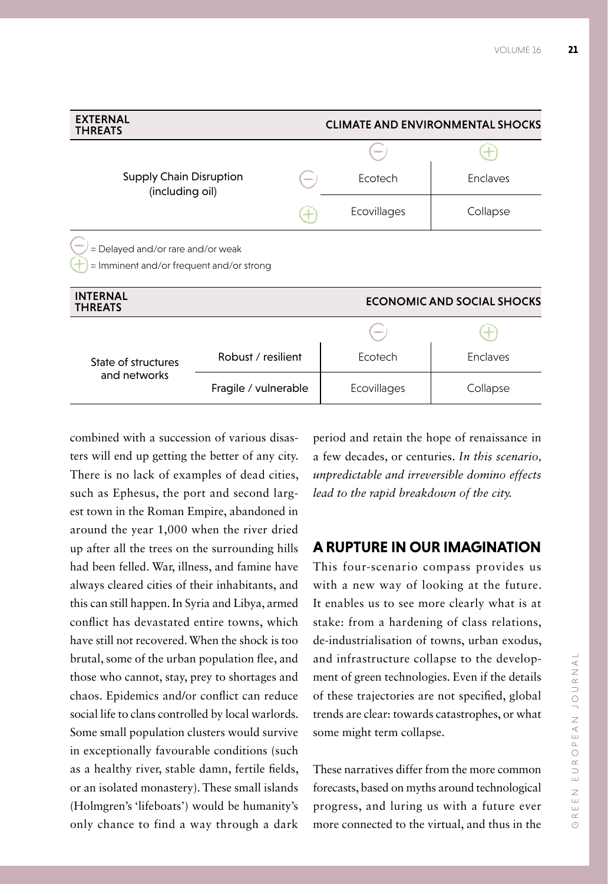| EXTERNAL THREATS | | CLIMATE AND ENVIRONMENTAL SHOCKS | |
|---|---|---|---|
| | | (−) | (+) |
| Supply Chain Disruption (including oil) | (−) | Ecotech | Enclaves |
| | (+) | Ecovillages | Collapse |

(−) = Delayed and/or rare and/or weak
(+) = Imminent and/or frequent and/or strong

| INTERNAL THREATS | | ECONOMIC AND SOCIAL SHOCKS | |
|---|---|---|---|
| | | (−) | (+) |
| State of structures and networks | Robust / resilient | Ecotech | Enclaves |
| | Fragile / vulnerable | Ecovillages | Collapse |

combined with a succession of various disasters will end up getting the better of any city. There is no lack of examples of dead cities, such as Ephesus, the port and second largest town in the Roman Empire, abandoned in around the year 1,000 when the river dried up after all the trees on the surrounding hills had been felled. War, illness, and famine have always cleared cities of their inhabitants, and this can still happen. In Syria and Libya, armed conflict has devastated entire towns, which have still not recovered. When the shock is too brutal, some of the urban population flee, and those who cannot, stay, prey to shortages and chaos. Epidemics and/or conflict can reduce social life to clans controlled by local warlords. Some small population clusters would survive in exceptionally favourable conditions (such as a healthy river, stable damn, fertile fields, or an isolated monastery). These small islands (Holmgren's 'lifeboats') would be humanity's only chance to find a way through a dark period and retain the hope of renaissance in a few decades, or centuries. *In this scenario, unpredictable and irreversible domino effects lead to the rapid breakdown of the city.*

## A RUPTURE IN OUR IMAGINATION

This four-scenario compass provides us with a new way of looking at the future. It enables us to see more clearly what is at stake: from a hardening of class relations, de-industrialisation of towns, urban exodus, and infrastructure collapse to the development of green technologies. Even if the details of these trajectories are not specified, global trends are clear: towards catastrophes, or what some might term collapse.

These narratives differ from the more common forecasts, based on myths around technological progress, and luring us with a future ever more connected to the virtual, and thus in the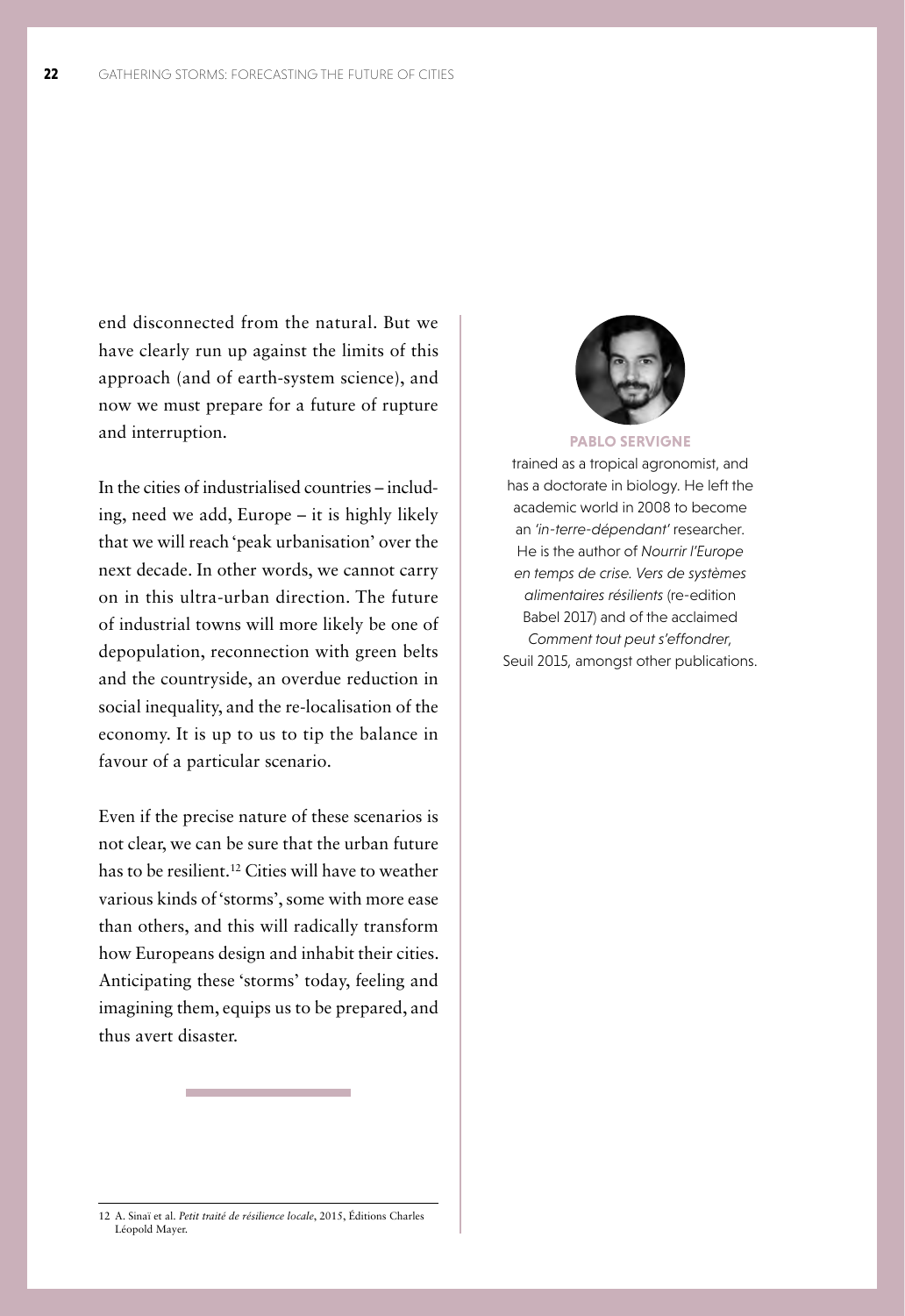end disconnected from the natural. But we have clearly run up against the limits of this approach (and of earth-system science), and now we must prepare for a future of rupture and interruption.

In the cities of industrialised countries – including, need we add, Europe – it is highly likely that we will reach 'peak urbanisation' over the next decade. In other words, we cannot carry on in this ultra-urban direction. The future of industrial towns will more likely be one of depopulation, reconnection with green belts and the countryside, an overdue reduction in social inequality, and the re-localisation of the economy. It is up to us to tip the balance in favour of a particular scenario.

Even if the precise nature of these scenarios is not clear, we can be sure that the urban future has to be resilient.[12] Cities will have to weather various kinds of 'storms', some with more ease than others, and this will radically transform how Europeans design and inhabit their cities. Anticipating these 'storms' today, feeling and imagining them, equips us to be prepared, and thus avert disaster.

**PABLO SERVIGNE**

trained as a tropical agronomist, and has a doctorate in biology. He left the academic world in 2008 to become an *'in-terre-dépendant'* researcher. He is the author of *Nourrir l'Europe en temps de crise. Vers de systèmes alimentaires résilients* (re-edition Babel 2017) and of the acclaimed *Comment tout peut s'effondrer*, Seuil 2015, amongst other publications.

---

12 A. Sinaï et al. *Petit traité de résilience locale*, 2015, Éditions Charles Léopold Mayer.